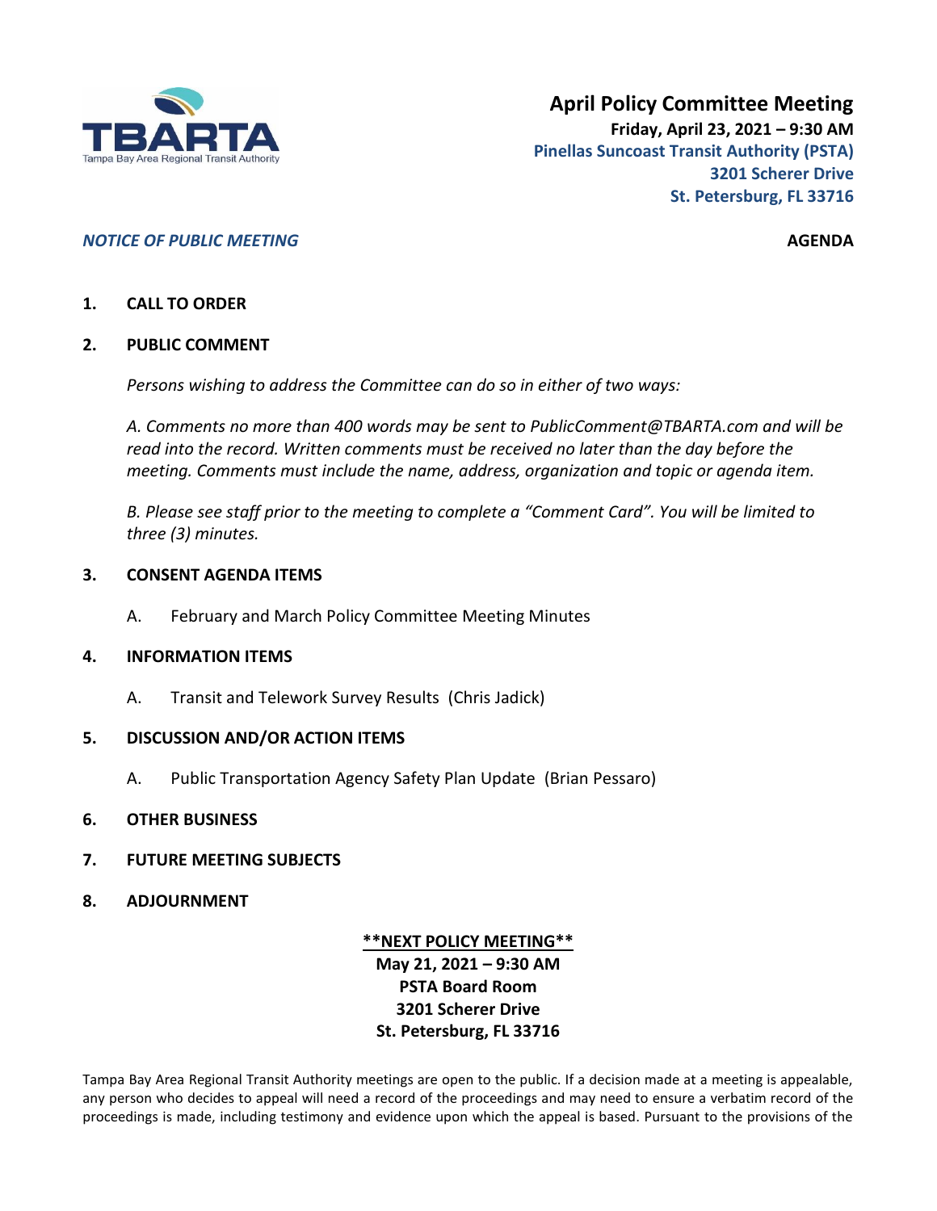TBARTA

Tampa Bay Area Regional Transit Authority

# April Policy Committee Meeting

**Friday, April 23, 2021 – 9:30 AM**
**Pinellas Suncoast Transit Authority (PSTA)**
**3201 Scherer Drive**
**St. Petersburg, FL 33716**

***NOTICE OF PUBLIC MEETING*** **AGENDA**

**1. CALL TO ORDER**

**2. PUBLIC COMMENT**

*Persons wishing to address the Committee can do so in either of two ways:*

*A. Comments no more than 400 words may be sent to PublicComment@TBARTA.com and will be read into the record. Written comments must be received no later than the day before the meeting. Comments must include the name, address, organization and topic or agenda item.*

*B. Please see staff prior to the meeting to complete a "Comment Card". You will be limited to three (3) minutes.*

**3. CONSENT AGENDA ITEMS**

A. February and March Policy Committee Meeting Minutes

**4. INFORMATION ITEMS**

A. Transit and Telework Survey Results (Chris Jadick)

**5. DISCUSSION AND/OR ACTION ITEMS**

A. Public Transportation Agency Safety Plan Update (Brian Pessaro)

**6. OTHER BUSINESS**

**7. FUTURE MEETING SUBJECTS**

**8. ADJOURNMENT**

**\*\*NEXT POLICY MEETING\*\***
**May 21, 2021 – 9:30 AM**
**PSTA Board Room**
**3201 Scherer Drive**
**St. Petersburg, FL 33716**

Tampa Bay Area Regional Transit Authority meetings are open to the public. If a decision made at a meeting is appealable, any person who decides to appeal will need a record of the proceedings and may need to ensure a verbatim record of the proceedings is made, including testimony and evidence upon which the appeal is based. Pursuant to the provisions of the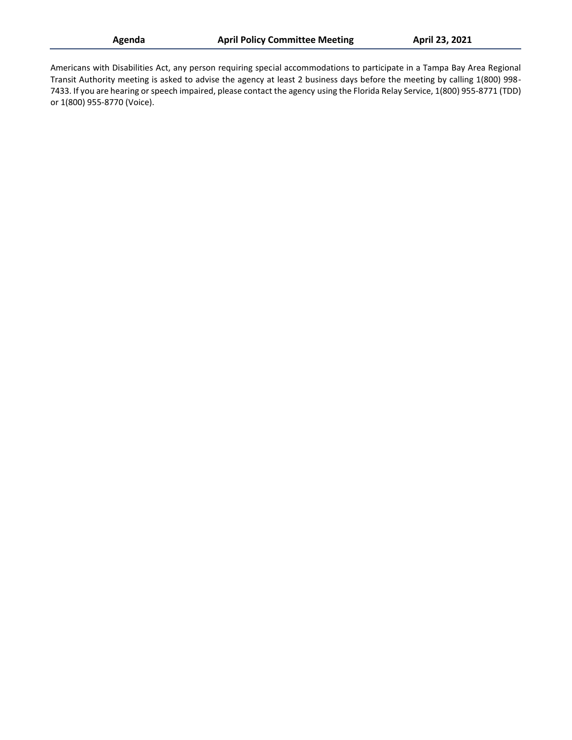Americans with Disabilities Act, any person requiring special accommodations to participate in a Tampa Bay Area Regional Transit Authority meeting is asked to advise the agency at least 2 business days before the meeting by calling 1(800) 998-7433. If you are hearing or speech impaired, please contact the agency using the Florida Relay Service, 1(800) 955-8771 (TDD) or 1(800) 955-8770 (Voice).